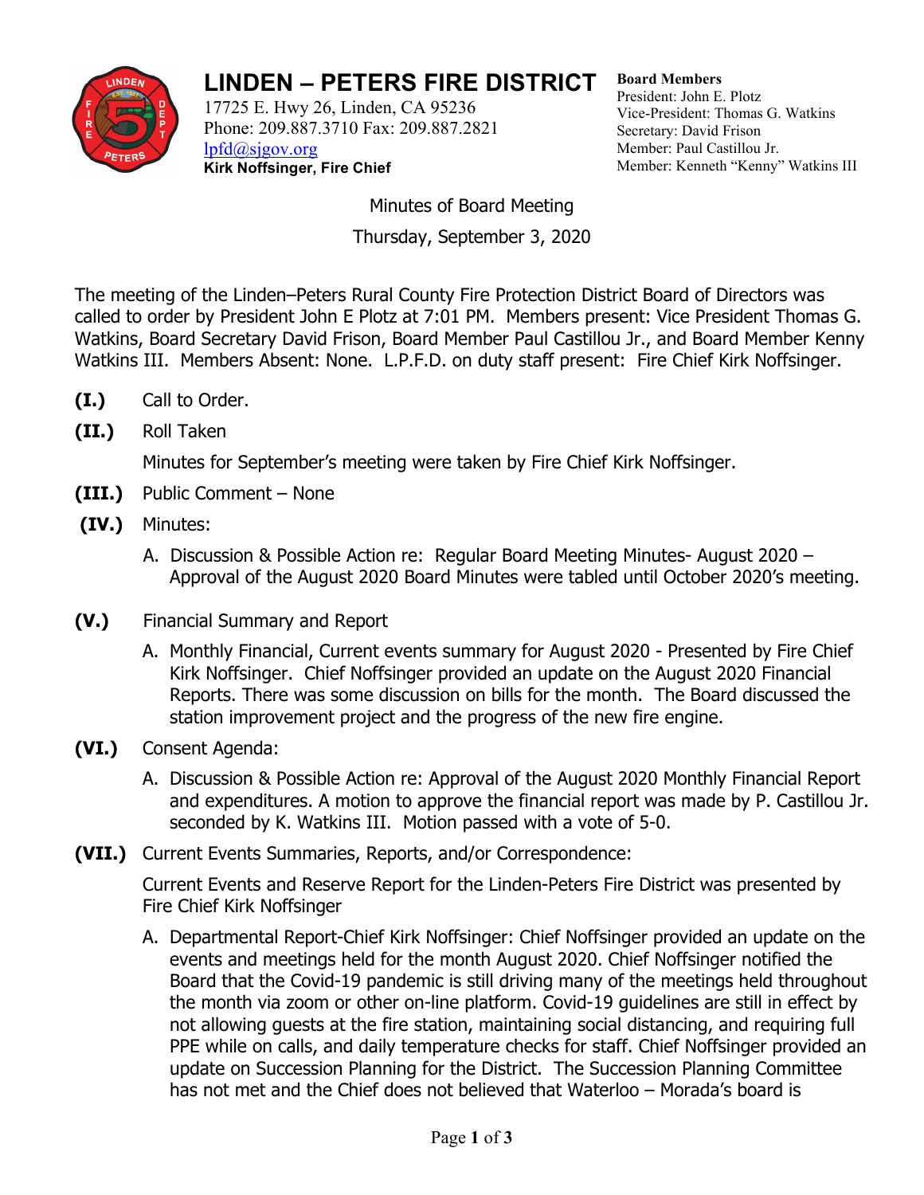# LINDEN – PETERS FIRE DISTRICT

17725 E. Hwy 26, Linden, CA 95236
Phone: 209.887.3710 Fax: 209.887.2821
lpfd@sjgov.org
**Kirk Noffsinger, Fire Chief**

**Board Members**
President: John E. Plotz
Vice-President: Thomas G. Watkins
Secretary: David Frison
Member: Paul Castillou Jr.
Member: Kenneth "Kenny" Watkins III

Minutes of Board Meeting

Thursday, September 3, 2020

The meeting of the Linden–Peters Rural County Fire Protection District Board of Directors was called to order by President John E Plotz at 7:01 PM. Members present: Vice President Thomas G. Watkins, Board Secretary David Frison, Board Member Paul Castillou Jr., and Board Member Kenny Watkins III. Members Absent: None. L.P.F.D. on duty staff present: Fire Chief Kirk Noffsinger.

**(I.)** Call to Order.

**(II.)** Roll Taken

Minutes for September's meeting were taken by Fire Chief Kirk Noffsinger.

**(III.)** Public Comment – None

**(IV.)** Minutes:

A. Discussion & Possible Action re: Regular Board Meeting Minutes- August 2020 – Approval of the August 2020 Board Minutes were tabled until October 2020's meeting.

**(V.)** Financial Summary and Report

A. Monthly Financial, Current events summary for August 2020 - Presented by Fire Chief Kirk Noffsinger. Chief Noffsinger provided an update on the August 2020 Financial Reports. There was some discussion on bills for the month. The Board discussed the station improvement project and the progress of the new fire engine.

**(VI.)** Consent Agenda:

A. Discussion & Possible Action re: Approval of the August 2020 Monthly Financial Report and expenditures. A motion to approve the financial report was made by P. Castillou Jr. seconded by K. Watkins III. Motion passed with a vote of 5-0.

**(VII.)** Current Events Summaries, Reports, and/or Correspondence:

Current Events and Reserve Report for the Linden-Peters Fire District was presented by Fire Chief Kirk Noffsinger

A. Departmental Report-Chief Kirk Noffsinger: Chief Noffsinger provided an update on the events and meetings held for the month August 2020. Chief Noffsinger notified the Board that the Covid-19 pandemic is still driving many of the meetings held throughout the month via zoom or other on-line platform. Covid-19 guidelines are still in effect by not allowing guests at the fire station, maintaining social distancing, and requiring full PPE while on calls, and daily temperature checks for staff. Chief Noffsinger provided an update on Succession Planning for the District. The Succession Planning Committee has not met and the Chief does not believed that Waterloo – Morada's board is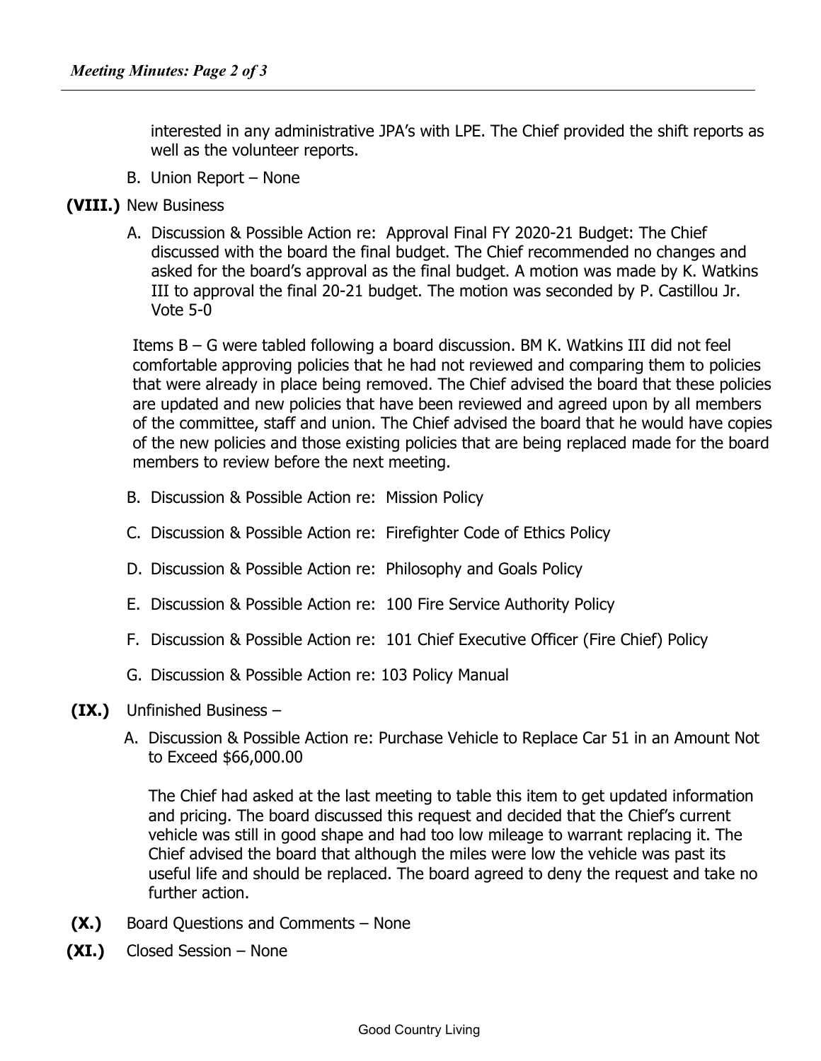interested in any administrative JPA's with LPE. The Chief provided the shift reports as well as the volunteer reports.

B. Union Report – None

**(VIII.)** New Business

A. Discussion & Possible Action re: Approval Final FY 2020-21 Budget: The Chief discussed with the board the final budget. The Chief recommended no changes and asked for the board's approval as the final budget. A motion was made by K. Watkins III to approval the final 20-21 budget. The motion was seconded by P. Castillou Jr. Vote 5-0

Items B – G were tabled following a board discussion. BM K. Watkins III did not feel comfortable approving policies that he had not reviewed and comparing them to policies that were already in place being removed. The Chief advised the board that these policies are updated and new policies that have been reviewed and agreed upon by all members of the committee, staff and union. The Chief advised the board that he would have copies of the new policies and those existing policies that are being replaced made for the board members to review before the next meeting.

B. Discussion & Possible Action re: Mission Policy

C. Discussion & Possible Action re: Firefighter Code of Ethics Policy

D. Discussion & Possible Action re: Philosophy and Goals Policy

E. Discussion & Possible Action re: 100 Fire Service Authority Policy

F. Discussion & Possible Action re: 101 Chief Executive Officer (Fire Chief) Policy

G. Discussion & Possible Action re: 103 Policy Manual

**(IX.)** Unfinished Business –

A. Discussion & Possible Action re: Purchase Vehicle to Replace Car 51 in an Amount Not to Exceed $66,000.00

The Chief had asked at the last meeting to table this item to get updated information and pricing. The board discussed this request and decided that the Chief's current vehicle was still in good shape and had too low mileage to warrant replacing it. The Chief advised the board that although the miles were low the vehicle was past its useful life and should be replaced. The board agreed to deny the request and take no further action.

**(X.)** Board Questions and Comments – None

**(XI.)** Closed Session – None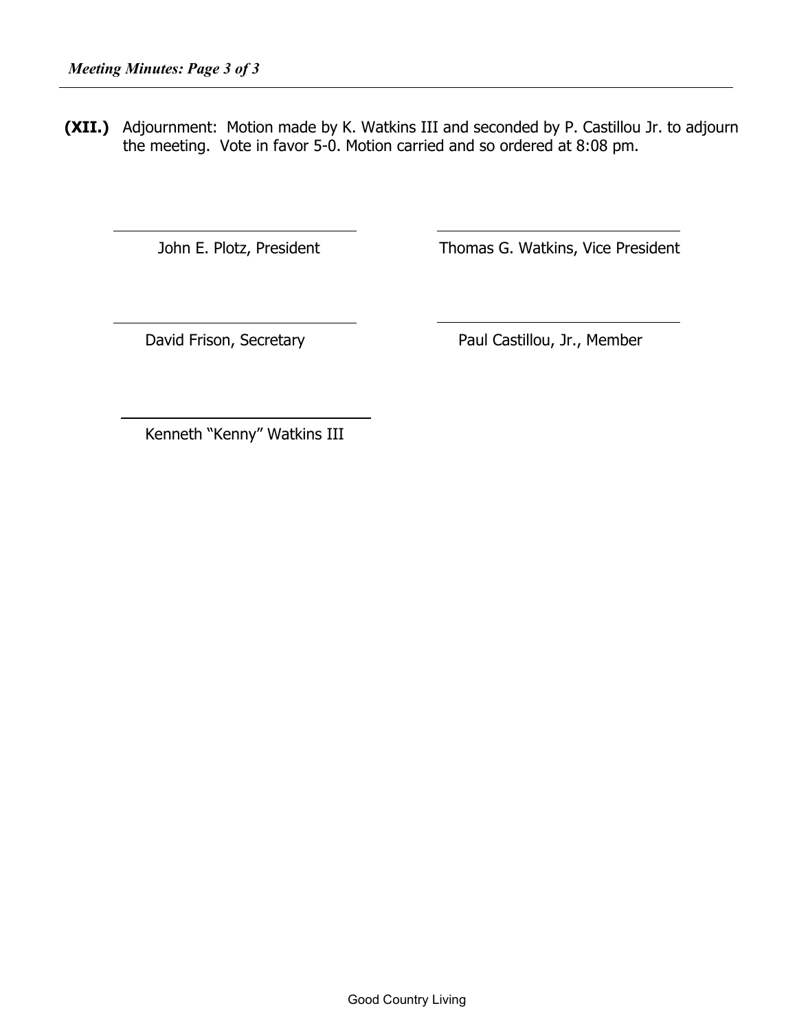**(XII.)** Adjournment: Motion made by K. Watkins III and seconded by P. Castillou Jr. to adjourn the meeting. Vote in favor 5-0. Motion carried and so ordered at 8:08 pm.

John E. Plotz, President

Thomas G. Watkins, Vice President

David Frison, Secretary

Paul Castillou, Jr., Member

Kenneth "Kenny" Watkins III

Good Country Living